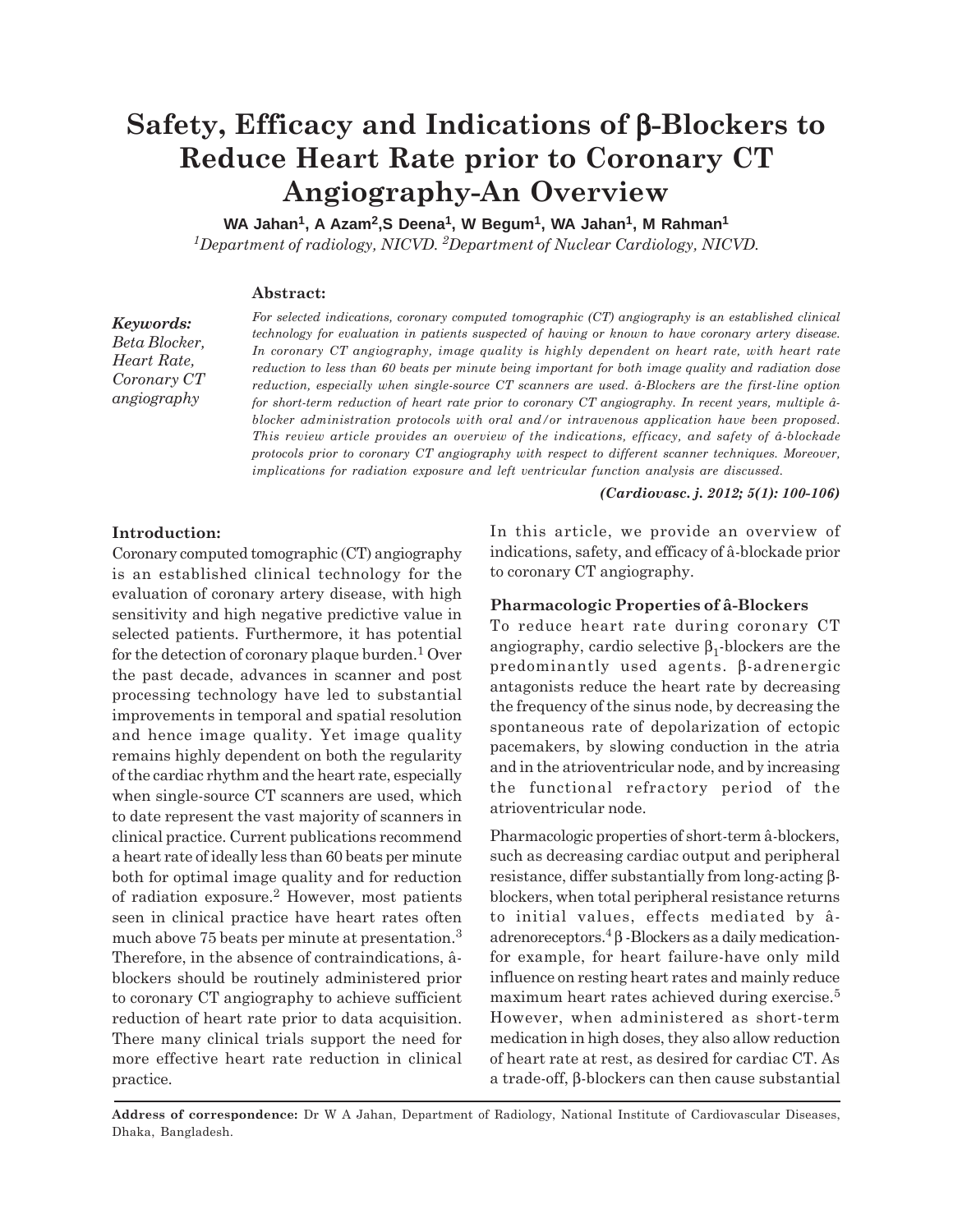# Safety, Efficacy and Indications of β-Blockers to Reduce Heart Rate prior to Coronary CT Angiography-An Overview

**WA Jahan[1], A Azam[2], S Deena[1], W Begum[1], WA Jahan[1], M Rahman[1]**

*[1]Department of radiology, NICVD. [2]Department of Nuclear Cardiology, NICVD.*

**Abstract:**

*For selected indications, coronary computed tomographic (CT) angiography is an established clinical technology for evaluation in patients suspected of having or known to have coronary artery disease. In coronary CT angiography, image quality is highly dependent on heart rate, with heart rate reduction to less than 60 beats per minute being important for both image quality and radiation dose reduction, especially when single-source CT scanners are used. â-Blockers are the first-line option for short-term reduction of heart rate prior to coronary CT angiography. In recent years, multiple â-blocker administration protocols with oral and/or intravenous application have been proposed. This review article provides an overview of the indications, efficacy, and safety of â-blockade protocols prior to coronary CT angiography with respect to different scanner techniques. Moreover, implications for radiation exposure and left ventricular function analysis are discussed.*

***Keywords:*** *Beta Blocker, Heart Rate, Coronary CT angiography*

***(Cardiovasc. j. 2012; 5(1): 100-106)***

## Introduction:

Coronary computed tomographic (CT) angiography is an established clinical technology for the evaluation of coronary artery disease, with high sensitivity and high negative predictive value in selected patients. Furthermore, it has potential for the detection of coronary plaque burden.[1] Over the past decade, advances in scanner and post processing technology have led to substantial improvements in temporal and spatial resolution and hence image quality. Yet image quality remains highly dependent on both the regularity of the cardiac rhythm and the heart rate, especially when single-source CT scanners are used, which to date represent the vast majority of scanners in clinical practice. Current publications recommend a heart rate of ideally less than 60 beats per minute both for optimal image quality and for reduction of radiation exposure.[2] However, most patients seen in clinical practice have heart rates often much above 75 beats per minute at presentation.[3] Therefore, in the absence of contraindications, â-blockers should be routinely administered prior to coronary CT angiography to achieve sufficient reduction of heart rate prior to data acquisition. There many clinical trials support the need for more effective heart rate reduction in clinical practice.

In this article, we provide an overview of indications, safety, and efficacy of â-blockade prior to coronary CT angiography.

### Pharmacologic Properties of â-Blockers

To reduce heart rate during coronary CT angiography, cardio selective $\beta_1$-blockers are the predominantly used agents. β-adrenergic antagonists reduce the heart rate by decreasing the frequency of the sinus node, by decreasing the spontaneous rate of depolarization of ectopic pacemakers, by slowing conduction in the atria and in the atrioventricular node, and by increasing the functional refractory period of the atrioventricular node.

Pharmacologic properties of short-term â-blockers, such as decreasing cardiac output and peripheral resistance, differ substantially from long-acting β-blockers, when total peripheral resistance returns to initial values, effects mediated by â-adrenoreceptors.[4] β -Blockers as a daily medication-for example, for heart failure-have only mild influence on resting heart rates and mainly reduce maximum heart rates achieved during exercise.[5] However, when administered as short-term medication in high doses, they also allow reduction of heart rate at rest, as desired for cardiac CT. As a trade-off, β-blockers can then cause substantial

**Address of correspondence:** Dr W A Jahan, Department of Radiology, National Institute of Cardiovascular Diseases, Dhaka, Bangladesh.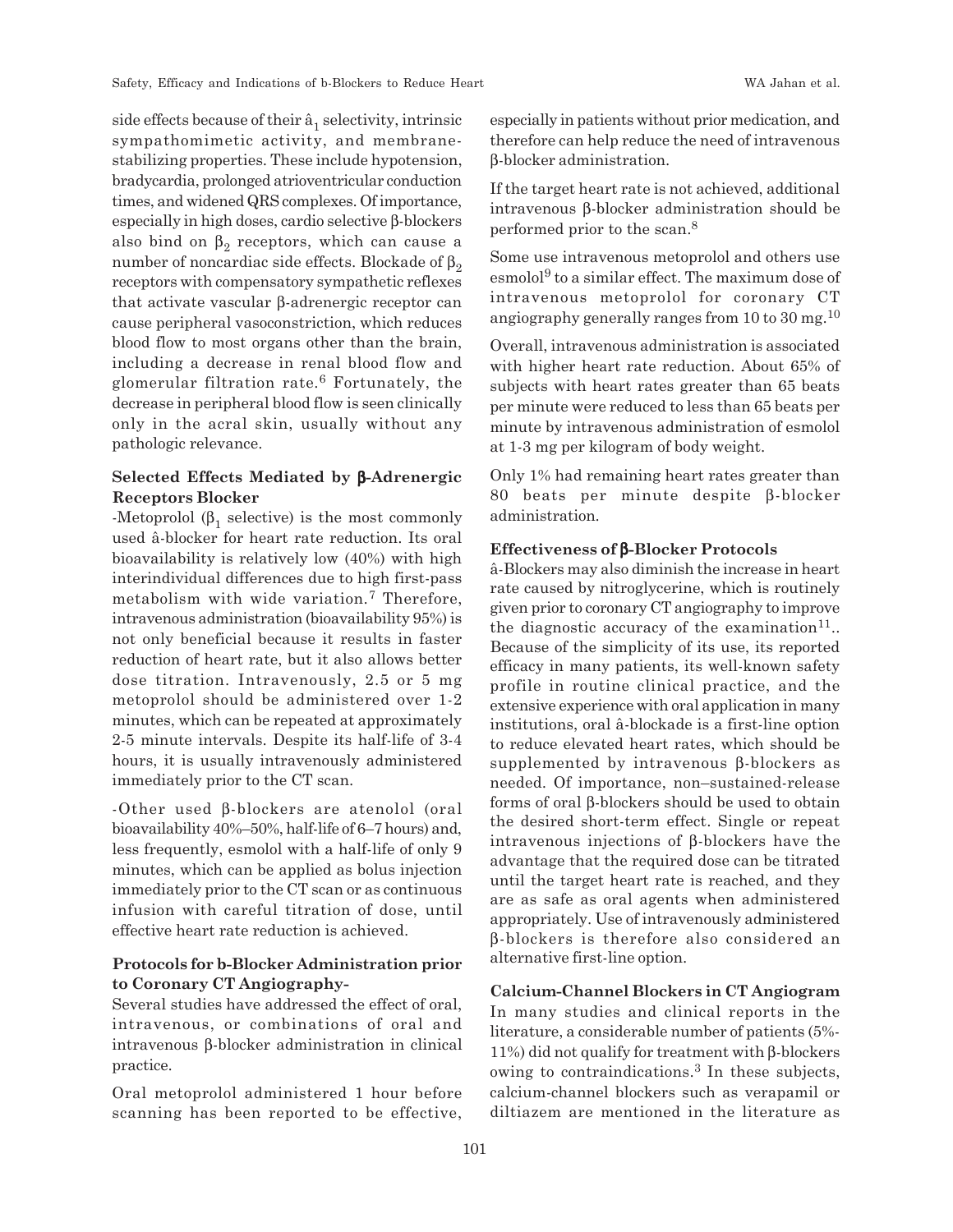side effects because of their â$_1$ selectivity, intrinsic sympathomimetic activity, and membrane-stabilizing properties. These include hypotension, bradycardia, prolonged atrioventricular conduction times, and widened QRS complexes. Of importance, especially in high doses, cardio selective β-blockers also bind on $\beta_2$ receptors, which can cause a number of noncardiac side effects. Blockade of $\beta_2$ receptors with compensatory sympathetic reflexes that activate vascular β-adrenergic receptor can cause peripheral vasoconstriction, which reduces blood flow to most organs other than the brain, including a decrease in renal blood flow and glomerular filtration rate.[6] Fortunately, the decrease in peripheral blood flow is seen clinically only in the acral skin, usually without any pathologic relevance.

### Selected Effects Mediated by β-Adrenergic Receptors Blocker

-Metoprolol ($\beta_1$ selective) is the most commonly used â-blocker for heart rate reduction. Its oral bioavailability is relatively low (40%) with high interindividual differences due to high first-pass metabolism with wide variation.[7] Therefore, intravenous administration (bioavailability 95%) is not only beneficial because it results in faster reduction of heart rate, but it also allows better dose titration. Intravenously, 2.5 or 5 mg metoprolol should be administered over 1-2 minutes, which can be repeated at approximately 2-5 minute intervals. Despite its half-life of 3-4 hours, it is usually intravenously administered immediately prior to the CT scan.

-Other used β-blockers are atenolol (oral bioavailability 40%–50%, half-life of 6–7 hours) and, less frequently, esmolol with a half-life of only 9 minutes, which can be applied as bolus injection immediately prior to the CT scan or as continuous infusion with careful titration of dose, until effective heart rate reduction is achieved.

### Protocols for b-Blocker Administration prior to Coronary CT Angiography-

Several studies have addressed the effect of oral, intravenous, or combinations of oral and intravenous β-blocker administration in clinical practice.

Oral metoprolol administered 1 hour before scanning has been reported to be effective, especially in patients without prior medication, and therefore can help reduce the need of intravenous β-blocker administration.

If the target heart rate is not achieved, additional intravenous β-blocker administration should be performed prior to the scan.[8]

Some use intravenous metoprolol and others use esmolol[9] to a similar effect. The maximum dose of intravenous metoprolol for coronary CT angiography generally ranges from 10 to 30 mg.[10]

Overall, intravenous administration is associated with higher heart rate reduction. About 65% of subjects with heart rates greater than 65 beats per minute were reduced to less than 65 beats per minute by intravenous administration of esmolol at 1-3 mg per kilogram of body weight.

Only 1% had remaining heart rates greater than 80 beats per minute despite β-blocker administration.

### Effectiveness of β-Blocker Protocols

â-Blockers may also diminish the increase in heart rate caused by nitroglycerine, which is routinely given prior to coronary CT angiography to improve the diagnostic accuracy of the examination[11].. Because of the simplicity of its use, its reported efficacy in many patients, its well-known safety profile in routine clinical practice, and the extensive experience with oral application in many institutions, oral â-blockade is a first-line option to reduce elevated heart rates, which should be supplemented by intravenous β-blockers as needed. Of importance, non–sustained-release forms of oral β-blockers should be used to obtain the desired short-term effect. Single or repeat intravenous injections of β-blockers have the advantage that the required dose can be titrated until the target heart rate is reached, and they are as safe as oral agents when administered appropriately. Use of intravenously administered β-blockers is therefore also considered an alternative first-line option.

### Calcium-Channel Blockers in CT Angiogram

In many studies and clinical reports in the literature, a considerable number of patients (5%-11%) did not qualify for treatment with β-blockers owing to contraindications.[3] In these subjects, calcium-channel blockers such as verapamil or diltiazem are mentioned in the literature as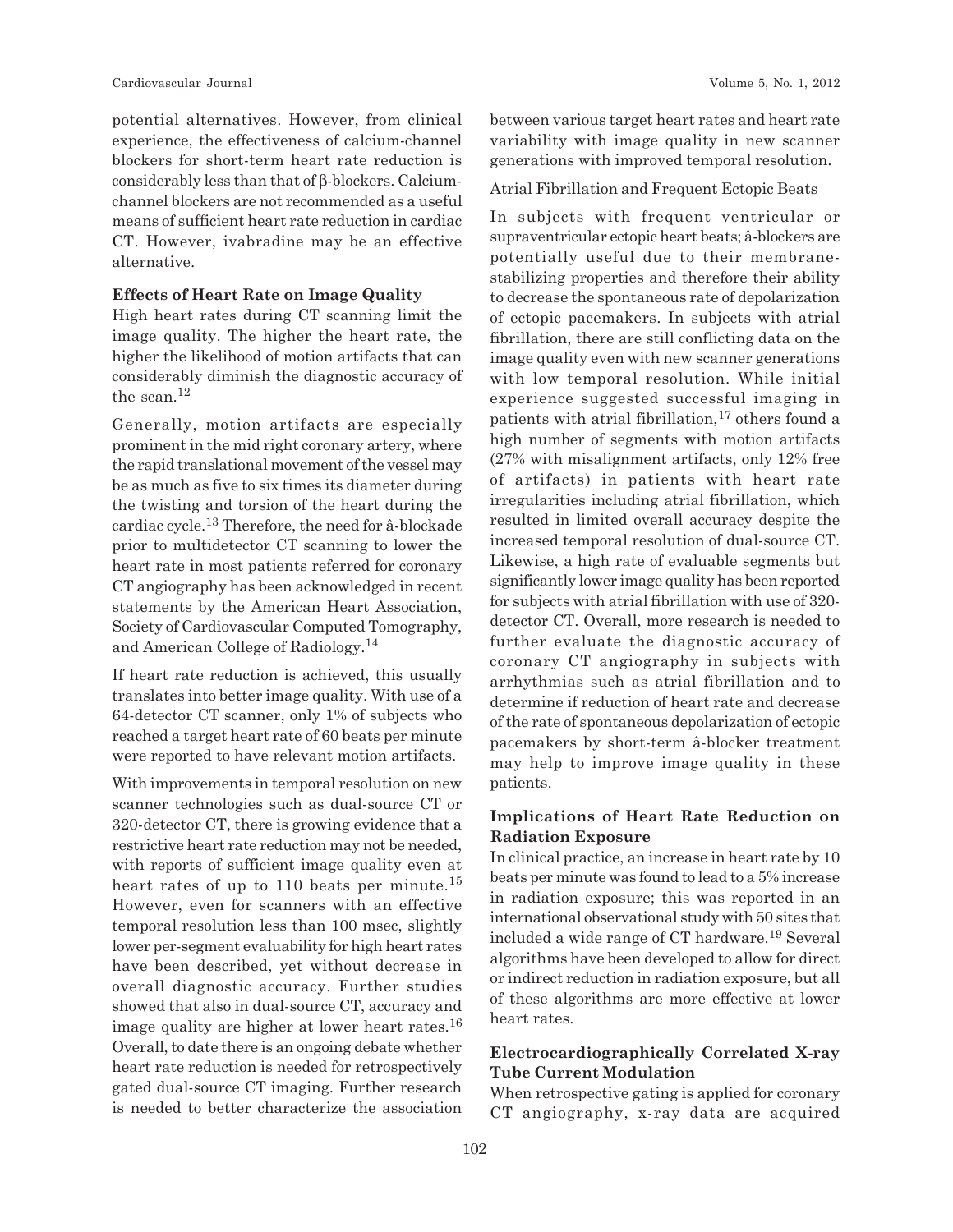potential alternatives. However, from clinical experience, the effectiveness of calcium-channel blockers for short-term heart rate reduction is considerably less than that of β-blockers. Calcium-channel blockers are not recommended as a useful means of sufficient heart rate reduction in cardiac CT. However, ivabradine may be an effective alternative.

**Effects of Heart Rate on Image Quality**

High heart rates during CT scanning limit the image quality. The higher the heart rate, the higher the likelihood of motion artifacts that can considerably diminish the diagnostic accuracy of the scan.[12]

Generally, motion artifacts are especially prominent in the mid right coronary artery, where the rapid translational movement of the vessel may be as much as five to six times its diameter during the twisting and torsion of the heart during the cardiac cycle.[13] Therefore, the need for â-blockade prior to multidetector CT scanning to lower the heart rate in most patients referred for coronary CT angiography has been acknowledged in recent statements by the American Heart Association, Society of Cardiovascular Computed Tomography, and American College of Radiology.[14]

If heart rate reduction is achieved, this usually translates into better image quality. With use of a 64-detector CT scanner, only 1% of subjects who reached a target heart rate of 60 beats per minute were reported to have relevant motion artifacts.

With improvements in temporal resolution on new scanner technologies such as dual-source CT or 320-detector CT, there is growing evidence that a restrictive heart rate reduction may not be needed, with reports of sufficient image quality even at heart rates of up to 110 beats per minute.[15] However, even for scanners with an effective temporal resolution less than 100 msec, slightly lower per-segment evaluability for high heart rates have been described, yet without decrease in overall diagnostic accuracy. Further studies showed that also in dual-source CT, accuracy and image quality are higher at lower heart rates.[16] Overall, to date there is an ongoing debate whether heart rate reduction is needed for retrospectively gated dual-source CT imaging. Further research is needed to better characterize the association between various target heart rates and heart rate variability with image quality in new scanner generations with improved temporal resolution.

Atrial Fibrillation and Frequent Ectopic Beats

In subjects with frequent ventricular or supraventricular ectopic heart beats; â-blockers are potentially useful due to their membrane-stabilizing properties and therefore their ability to decrease the spontaneous rate of depolarization of ectopic pacemakers. In subjects with atrial fibrillation, there are still conflicting data on the image quality even with new scanner generations with low temporal resolution. While initial experience suggested successful imaging in patients with atrial fibrillation,[17] others found a high number of segments with motion artifacts (27% with misalignment artifacts, only 12% free of artifacts) in patients with heart rate irregularities including atrial fibrillation, which resulted in limited overall accuracy despite the increased temporal resolution of dual-source CT. Likewise, a high rate of evaluable segments but significantly lower image quality has been reported for subjects with atrial fibrillation with use of 320-detector CT. Overall, more research is needed to further evaluate the diagnostic accuracy of coronary CT angiography in subjects with arrhythmias such as atrial fibrillation and to determine if reduction of heart rate and decrease of the rate of spontaneous depolarization of ectopic pacemakers by short-term â-blocker treatment may help to improve image quality in these patients.

**Implications of Heart Rate Reduction on Radiation Exposure**

In clinical practice, an increase in heart rate by 10 beats per minute was found to lead to a 5% increase in radiation exposure; this was reported in an international observational study with 50 sites that included a wide range of CT hardware.[19] Several algorithms have been developed to allow for direct or indirect reduction in radiation exposure, but all of these algorithms are more effective at lower heart rates.

**Electrocardiographically Correlated X-ray Tube Current Modulation**

When retrospective gating is applied for coronary CT angiography, x-ray data are acquired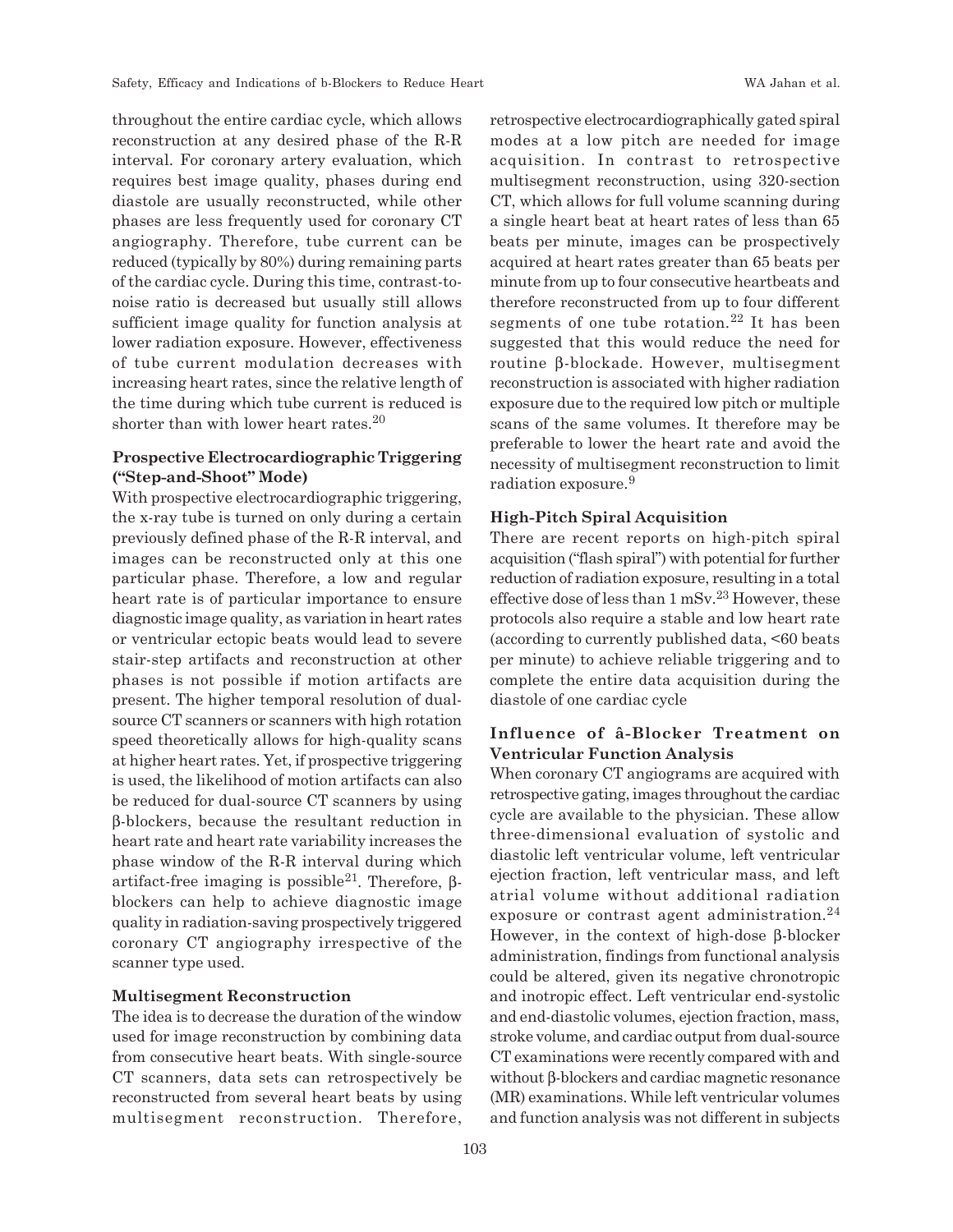throughout the entire cardiac cycle, which allows reconstruction at any desired phase of the R-R interval. For coronary artery evaluation, which requires best image quality, phases during end diastole are usually reconstructed, while other phases are less frequently used for coronary CT angiography. Therefore, tube current can be reduced (typically by 80%) during remaining parts of the cardiac cycle. During this time, contrast-to-noise ratio is decreased but usually still allows sufficient image quality for function analysis at lower radiation exposure. However, effectiveness of tube current modulation decreases with increasing heart rates, since the relative length of the time during which tube current is reduced is shorter than with lower heart rates.[20]

### Prospective Electrocardiographic Triggering ("Step-and-Shoot" Mode)

With prospective electrocardiographic triggering, the x-ray tube is turned on only during a certain previously defined phase of the R-R interval, and images can be reconstructed only at this one particular phase. Therefore, a low and regular heart rate is of particular importance to ensure diagnostic image quality, as variation in heart rates or ventricular ectopic beats would lead to severe stair-step artifacts and reconstruction at other phases is not possible if motion artifacts are present. The higher temporal resolution of dual-source CT scanners or scanners with high rotation speed theoretically allows for high-quality scans at higher heart rates. Yet, if prospective triggering is used, the likelihood of motion artifacts can also be reduced for dual-source CT scanners by using β-blockers, because the resultant reduction in heart rate and heart rate variability increases the phase window of the R-R interval during which artifact-free imaging is possible[21]. Therefore, β-blockers can help to achieve diagnostic image quality in radiation-saving prospectively triggered coronary CT angiography irrespective of the scanner type used.

### Multisegment Reconstruction

The idea is to decrease the duration of the window used for image reconstruction by combining data from consecutive heart beats. With single-source CT scanners, data sets can retrospectively be reconstructed from several heart beats by using multisegment reconstruction. Therefore, retrospective electrocardiographically gated spiral modes at a low pitch are needed for image acquisition. In contrast to retrospective multisegment reconstruction, using 320-section CT, which allows for full volume scanning during a single heart beat at heart rates of less than 65 beats per minute, images can be prospectively acquired at heart rates greater than 65 beats per minute from up to four consecutive heartbeats and therefore reconstructed from up to four different segments of one tube rotation.[22] It has been suggested that this would reduce the need for routine β-blockade. However, multisegment reconstruction is associated with higher radiation exposure due to the required low pitch or multiple scans of the same volumes. It therefore may be preferable to lower the heart rate and avoid the necessity of multisegment reconstruction to limit radiation exposure.[9]

### High-Pitch Spiral Acquisition

There are recent reports on high-pitch spiral acquisition ("flash spiral") with potential for further reduction of radiation exposure, resulting in a total effective dose of less than 1 mSv.[23] However, these protocols also require a stable and low heart rate (according to currently published data, <60 beats per minute) to achieve reliable triggering and to complete the entire data acquisition during the diastole of one cardiac cycle

### Influence of â-Blocker Treatment on Ventricular Function Analysis

When coronary CT angiograms are acquired with retrospective gating, images throughout the cardiac cycle are available to the physician. These allow three-dimensional evaluation of systolic and diastolic left ventricular volume, left ventricular ejection fraction, left ventricular mass, and left atrial volume without additional radiation exposure or contrast agent administration.[24] However, in the context of high-dose β-blocker administration, findings from functional analysis could be altered, given its negative chronotropic and inotropic effect. Left ventricular end-systolic and end-diastolic volumes, ejection fraction, mass, stroke volume, and cardiac output from dual-source CT examinations were recently compared with and without β-blockers and cardiac magnetic resonance (MR) examinations. While left ventricular volumes and function analysis was not different in subjects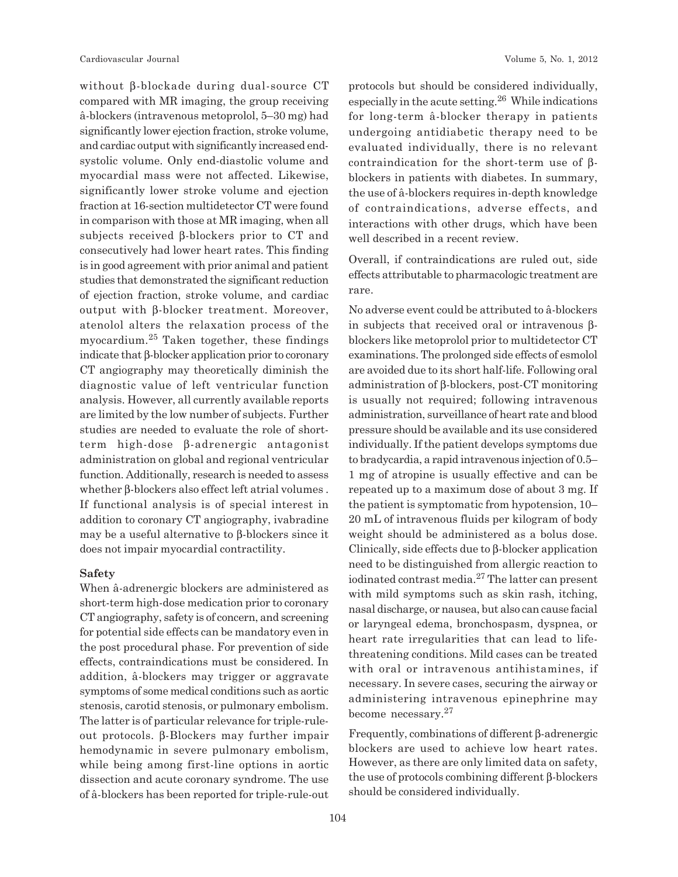without β-blockade during dual-source CT compared with MR imaging, the group receiving â-blockers (intravenous metoprolol, 5–30 mg) had significantly lower ejection fraction, stroke volume, and cardiac output with significantly increased end-systolic volume. Only end-diastolic volume and myocardial mass were not affected. Likewise, significantly lower stroke volume and ejection fraction at 16-section multidetector CT were found in comparison with those at MR imaging, when all subjects received β-blockers prior to CT and consecutively had lower heart rates. This finding is in good agreement with prior animal and patient studies that demonstrated the significant reduction of ejection fraction, stroke volume, and cardiac output with β-blocker treatment. Moreover, atenolol alters the relaxation process of the myocardium.[25] Taken together, these findings indicate that β-blocker application prior to coronary CT angiography may theoretically diminish the diagnostic value of left ventricular function analysis. However, all currently available reports are limited by the low number of subjects. Further studies are needed to evaluate the role of short-term high-dose β-adrenergic antagonist administration on global and regional ventricular function. Additionally, research is needed to assess whether β-blockers also effect left atrial volumes . If functional analysis is of special interest in addition to coronary CT angiography, ivabradine may be a useful alternative to β-blockers since it does not impair myocardial contractility.

**Safety**

When â-adrenergic blockers are administered as short-term high-dose medication prior to coronary CT angiography, safety is of concern, and screening for potential side effects can be mandatory even in the post procedural phase. For prevention of side effects, contraindications must be considered. In addition, â-blockers may trigger or aggravate symptoms of some medical conditions such as aortic stenosis, carotid stenosis, or pulmonary embolism. The latter is of particular relevance for triple-rule-out protocols. β-Blockers may further impair hemodynamic in severe pulmonary embolism, while being among first-line options in aortic dissection and acute coronary syndrome. The use of â-blockers has been reported for triple-rule-out protocols but should be considered individually, especially in the acute setting.[26] While indications for long-term â-blocker therapy in patients undergoing antidiabetic therapy need to be evaluated individually, there is no relevant contraindication for the short-term use of β-blockers in patients with diabetes. In summary, the use of â-blockers requires in-depth knowledge of contraindications, adverse effects, and interactions with other drugs, which have been well described in a recent review.

Overall, if contraindications are ruled out, side effects attributable to pharmacologic treatment are rare.

No adverse event could be attributed to â-blockers in subjects that received oral or intravenous β-blockers like metoprolol prior to multidetector CT examinations. The prolonged side effects of esmolol are avoided due to its short half-life. Following oral administration of β-blockers, post-CT monitoring is usually not required; following intravenous administration, surveillance of heart rate and blood pressure should be available and its use considered individually. If the patient develops symptoms due to bradycardia, a rapid intravenous injection of 0.5–1 mg of atropine is usually effective and can be repeated up to a maximum dose of about 3 mg. If the patient is symptomatic from hypotension, 10–20 mL of intravenous fluids per kilogram of body weight should be administered as a bolus dose. Clinically, side effects due to β-blocker application need to be distinguished from allergic reaction to iodinated contrast media.[27] The latter can present with mild symptoms such as skin rash, itching, nasal discharge, or nausea, but also can cause facial or laryngeal edema, bronchospasm, dyspnea, or heart rate irregularities that can lead to life-threatening conditions. Mild cases can be treated with oral or intravenous antihistamines, if necessary. In severe cases, securing the airway or administering intravenous epinephrine may become necessary.[27]

Frequently, combinations of different β-adrenergic blockers are used to achieve low heart rates. However, as there are only limited data on safety, the use of protocols combining different β-blockers should be considered individually.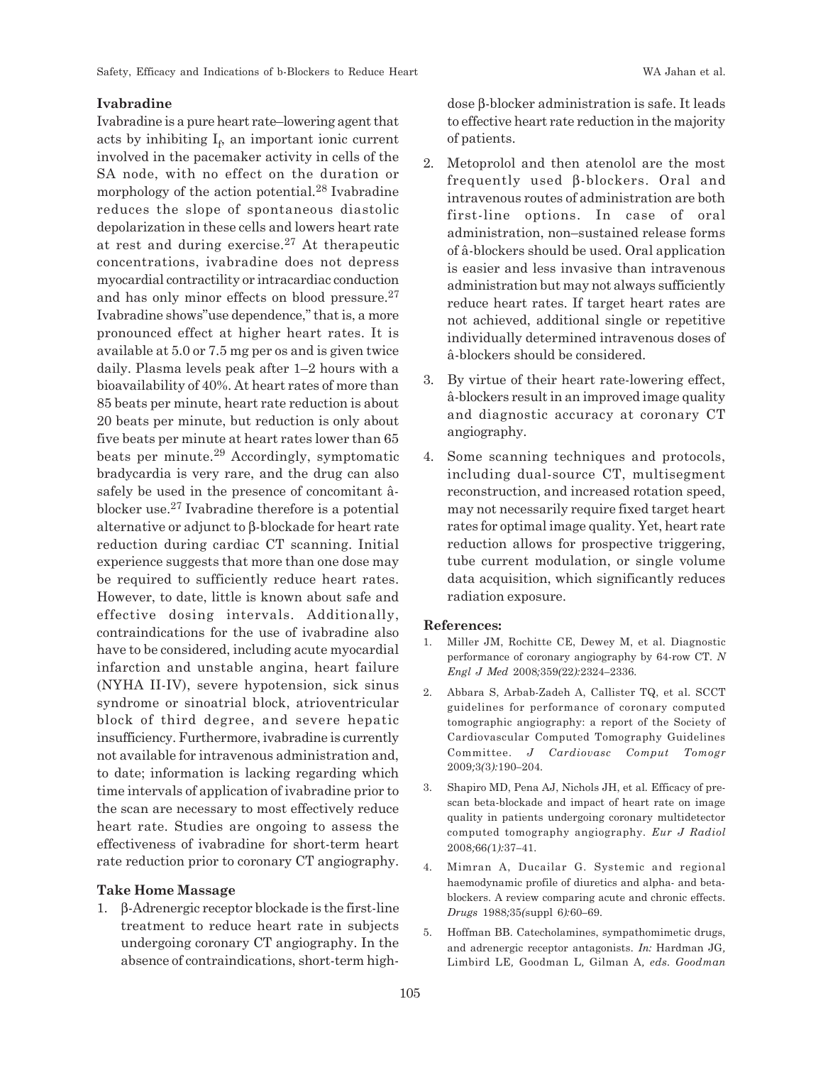### Ivabradine

Ivabradine is a pure heart rate–lowering agent that acts by inhibiting $I_f$, an important ionic current involved in the pacemaker activity in cells of the SA node, with no effect on the duration or morphology of the action potential.[28] Ivabradine reduces the slope of spontaneous diastolic depolarization in these cells and lowers heart rate at rest and during exercise.[27] At therapeutic concentrations, ivabradine does not depress myocardial contractility or intracardiac conduction and has only minor effects on blood pressure.[27] Ivabradine shows"use dependence," that is, a more pronounced effect at higher heart rates. It is available at 5.0 or 7.5 mg per os and is given twice daily. Plasma levels peak after 1–2 hours with a bioavailability of 40%. At heart rates of more than 85 beats per minute, heart rate reduction is about 20 beats per minute, but reduction is only about five beats per minute at heart rates lower than 65 beats per minute.[29] Accordingly, symptomatic bradycardia is very rare, and the drug can also safely be used in the presence of concomitant â-blocker use.[27] Ivabradine therefore is a potential alternative or adjunct to β-blockade for heart rate reduction during cardiac CT scanning. Initial experience suggests that more than one dose may be required to sufficiently reduce heart rates. However, to date, little is known about safe and effective dosing intervals. Additionally, contraindications for the use of ivabradine also have to be considered, including acute myocardial infarction and unstable angina, heart failure (NYHA II-IV), severe hypotension, sick sinus syndrome or sinoatrial block, atrioventricular block of third degree, and severe hepatic insufficiency. Furthermore, ivabradine is currently not available for intravenous administration and, to date; information is lacking regarding which time intervals of application of ivabradine prior to the scan are necessary to most effectively reduce heart rate. Studies are ongoing to assess the effectiveness of ivabradine for short-term heart rate reduction prior to coronary CT angiography.

### Take Home Massage

1. β-Adrenergic receptor blockade is the first-line treatment to reduce heart rate in subjects undergoing coronary CT angiography. In the absence of contraindications, short-term high-dose β-blocker administration is safe. It leads to effective heart rate reduction in the majority of patients.
2. Metoprolol and then atenolol are the most frequently used β-blockers. Oral and intravenous routes of administration are both first-line options. In case of oral administration, non–sustained release forms of â-blockers should be used. Oral application is easier and less invasive than intravenous administration but may not always sufficiently reduce heart rates. If target heart rates are not achieved, additional single or repetitive individually determined intravenous doses of â-blockers should be considered.
3. By virtue of their heart rate-lowering effect, â-blockers result in an improved image quality and diagnostic accuracy at coronary CT angiography.
4. Some scanning techniques and protocols, including dual-source CT, multisegment reconstruction, and increased rotation speed, may not necessarily require fixed target heart rates for optimal image quality. Yet, heart rate reduction allows for prospective triggering, tube current modulation, or single volume data acquisition, which significantly reduces radiation exposure.

### References:

1. Miller JM, Rochitte CE, Dewey M, et al. Diagnostic performance of coronary angiography by 64-row CT. *N Engl J Med* 2008;359(22):2324–2336.
2. Abbara S, Arbab-Zadeh A, Callister TQ, et al. SCCT guidelines for performance of coronary computed tomographic angiography: a report of the Society of Cardiovascular Computed Tomography Guidelines Committee. *J Cardiovasc Comput Tomogr* 2009;3(3):190–204.
3. Shapiro MD, Pena AJ, Nichols JH, et al. Efficacy of pre-scan beta-blockade and impact of heart rate on image quality in patients undergoing coronary multidetector computed tomography angiography. *Eur J Radiol* 2008;66(1):37–41.
4. Mimran A, Ducailar G. Systemic and regional haemodynamic profile of diuretics and alpha- and beta-blockers. A review comparing acute and chronic effects. *Drugs* 1988;35(suppl 6):60–69.
5. Hoffman BB. Catecholamines, sympathomimetic drugs, and adrenergic receptor antagonists. *In:* Hardman JG, Limbird LE, Goodman L, Gilman A, *eds. Goodman*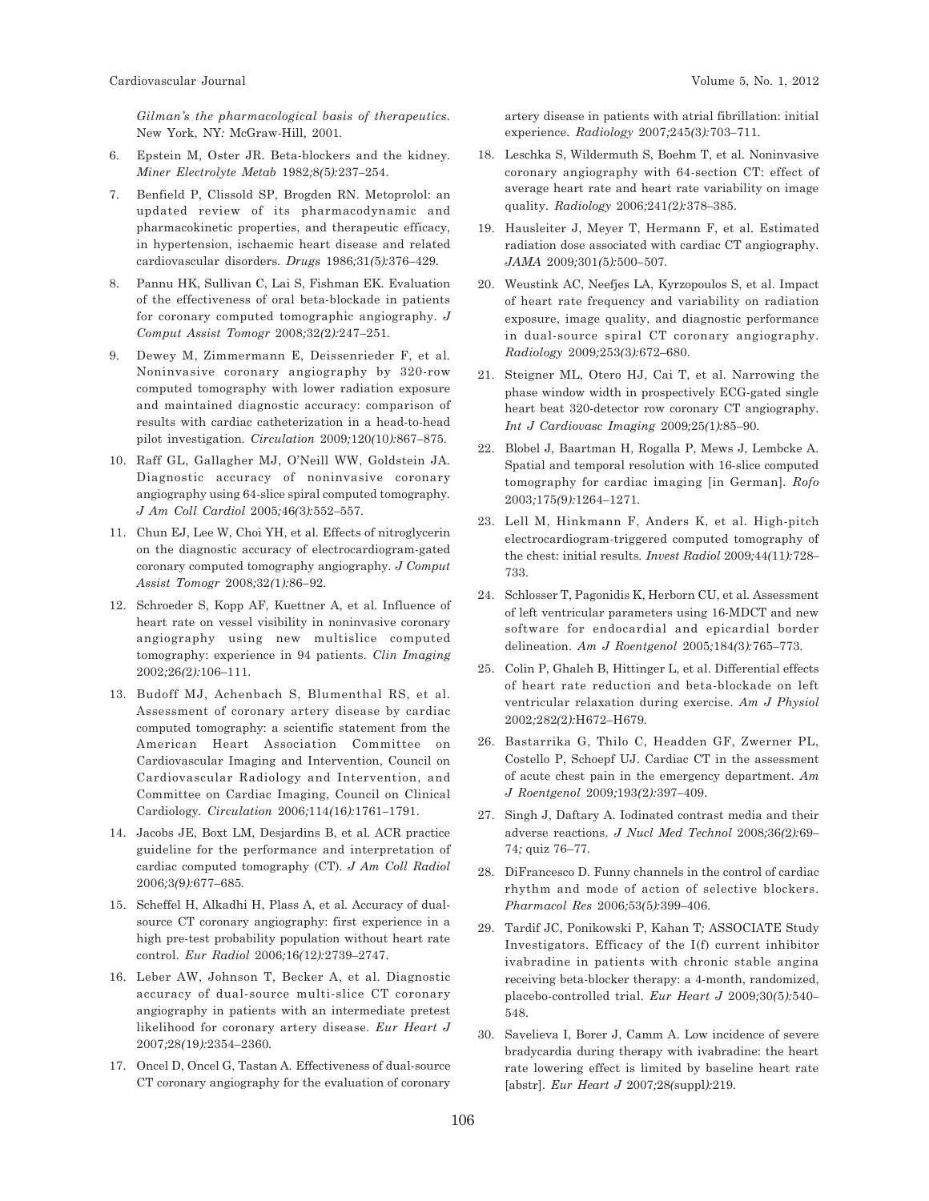*Gilman's the pharmacological basis of therapeutics.* New York, NY*:* McGraw-Hill*,* 2001*.*

6. Epstein M, Oster JR. Beta-blockers and the kidney. *Miner Electrolyte Metab* 1982*;*8*(5):*237–254.
7. Benfield P, Clissold SP, Brogden RN. Metoprolol: an updated review of its pharmacodynamic and pharmacokinetic properties, and therapeutic efficacy, in hypertension, ischaemic heart disease and related cardiovascular disorders. *Drugs* 1986*;*31*(5):*376–429.
8. Pannu HK, Sullivan C, Lai S, Fishman EK. Evaluation of the effectiveness of oral beta-blockade in patients for coronary computed tomographic angiography. *J Comput Assist Tomogr* 2008*;*32*(2):*247–251.
9. Dewey M, Zimmermann E, Deissenrieder F, et al. Noninvasive coronary angiography by 320-row computed tomography with lower radiation exposure and maintained diagnostic accuracy: comparison of results with cardiac catheterization in a head-to-head pilot investigation. *Circulation* 2009*;*120*(*10*):*867–875.
10. Raff GL, Gallagher MJ, O'Neill WW, Goldstein JA. Diagnostic accuracy of noninvasive coronary angiography using 64-slice spiral computed tomography. *J Am Coll Cardiol* 2005*;*46*(*3*):*552–557.
11. Chun EJ, Lee W, Choi YH, et al. Effects of nitroglycerin on the diagnostic accuracy of electrocardiogram-gated coronary computed tomography angiography. *J Comput Assist Tomogr* 2008*;*32*(*1*):*86–92.
12. Schroeder S, Kopp AF, Kuettner A, et al. Influence of heart rate on vessel visibility in noninvasive coronary angiography using new multislice computed tomography: experience in 94 patients. *Clin Imaging* 2002*;*26*(*2*):*106–111.
13. Budoff MJ, Achenbach S, Blumenthal RS, et al. Assessment of coronary artery disease by cardiac computed tomography: a scientific statement from the American Heart Association Committee on Cardiovascular Imaging and Intervention, Council on Cardiovascular Radiology and Intervention, and Committee on Cardiac Imaging, Council on Clinical Cardiology. *Circulation* 2006*;*114*(*16*):*1761–1791.
14. Jacobs JE, Boxt LM, Desjardins B, et al. ACR practice guideline for the performance and interpretation of cardiac computed tomography (CT). *J Am Coll Radiol* 2006*;*3*(*9*):*677–685.
15. Scheffel H, Alkadhi H, Plass A, et al. Accuracy of dual-source CT coronary angiography: first experience in a high pre-test probability population without heart rate control. *Eur Radiol* 2006*;*16*(*12*):*2739–2747.
16. Leber AW, Johnson T, Becker A, et al. Diagnostic accuracy of dual-source multi-slice CT coronary angiography in patients with an intermediate pretest likelihood for coronary artery disease. *Eur Heart J* 2007*;*28*(*19*):*2354–2360.
17. Oncel D, Oncel G, Tastan A. Effectiveness of dual-source CT coronary angiography for the evaluation of coronary artery disease in patients with atrial fibrillation: initial experience. *Radiology* 2007*;*245*(*3*):*703–711.
18. Leschka S, Wildermuth S, Boehm T, et al. Noninvasive coronary angiography with 64-section CT: effect of average heart rate and heart rate variability on image quality. *Radiology* 2006*;*241*(2):*378–385.
19. Hausleiter J, Meyer T, Hermann F, et al. Estimated radiation dose associated with cardiac CT angiography. *JAMA* 2009*;*301*(5):*500–507.
20. Weustink AC, Neefjes LA, Kyrzopoulos S, et al. Impact of heart rate frequency and variability on radiation exposure, image quality, and diagnostic performance in dual-source spiral CT coronary angiography. *Radiology* 2009*;*253*(3):*672–680.
21. Steigner ML, Otero HJ, Cai T, et al. Narrowing the phase window width in prospectively ECG-gated single heart beat 320-detector row coronary CT angiography. *Int J Cardiovasc Imaging* 2009*;*25*(1):*85–90.
22. Blobel J, Baartman H, Rogalla P, Mews J, Lembcke A. Spatial and temporal resolution with 16-slice computed tomography for cardiac imaging [in German]. *Rofo* 2003*;*175*(9):*1264–1271.
23. Lell M, Hinkmann F, Anders K, et al. High-pitch electrocardiogram-triggered computed tomography of the chest: initial results. *Invest Radiol* 2009*;*44*(*11*):*728–733.
24. Schlosser T, Pagonidis K, Herborn CU, et al. Assessment of left ventricular parameters using 16-MDCT and new software for endocardial and epicardial border delineation. *Am J Roentgenol* 2005*;*184*(3):*765–773.
25. Colin P, Ghaleb B, Hittinger L, et al. Differential effects of heart rate reduction and beta-blockade on left ventricular relaxation during exercise. *Am J Physiol* 2002*;*282*(2):*H672–H679.
26. Bastarrika G, Thilo C, Headden GF, Zwerner PL, Costello P, Schoepf UJ. Cardiac CT in the assessment of acute chest pain in the emergency department. *Am J Roentgenol* 2009*;*193*(*2*):*397–409.
27. Singh J, Daftary A. Iodinated contrast media and their adverse reactions. *J Nucl Med Technol* 2008*;*36*(*2*):*69–74*;* quiz 76–77.
28. DiFrancesco D. Funny channels in the control of cardiac rhythm and mode of action of selective blockers. *Pharmacol Res* 2006*;*53*(5):*399–406.
29. Tardif JC, Ponikowski P, Kahan T*;* ASSOCIATE Study Investigators. Efficacy of the I(f) current inhibitor ivabradine in patients with chronic stable angina receiving beta-blocker therapy: a 4-month, randomized, placebo-controlled trial. *Eur Heart J* 2009*;*30*(5):*540–548.
30. Savelieva I, Borer J, Camm A. Low incidence of severe bradycardia during therapy with ivabradine: the heart rate lowering effect is limited by baseline heart rate [abstr]. *Eur Heart J* 2007*;*28*(*suppl*):*219.